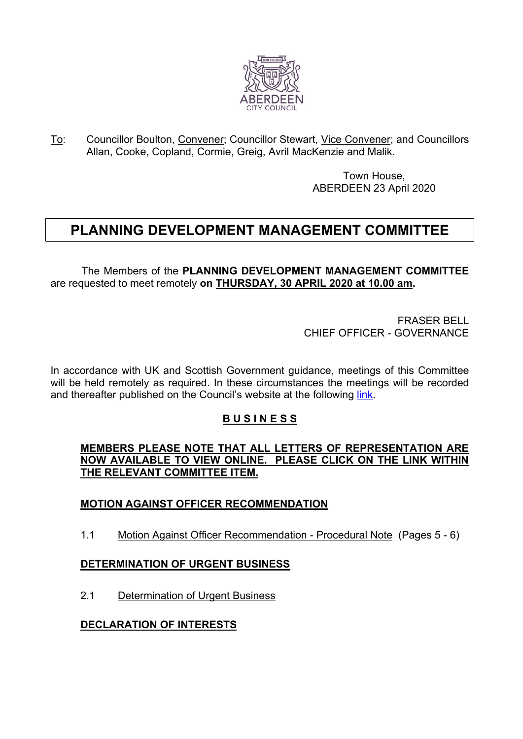To: Councillor Boulton, Convener; Councillor Stewart, Vice Convener; and Councillors Allan, Cooke, Copland, Cormie, Greig, Avril MacKenzie and Malik.

Town House,
ABERDEEN 23 April 2020

# PLANNING DEVELOPMENT MANAGEMENT COMMITTEE

The Members of the **PLANNING DEVELOPMENT MANAGEMENT COMMITTEE** are requested to meet remotely **on THURSDAY, 30 APRIL 2020 at 10.00 am.**

FRASER BELL
CHIEF OFFICER - GOVERNANCE

In accordance with UK and Scottish Government guidance, meetings of this Committee will be held remotely as required. In these circumstances the meetings will be recorded and thereafter published on the Council's website at the following link.

## B U S I N E S S

**MEMBERS PLEASE NOTE THAT ALL LETTERS OF REPRESENTATION ARE NOW AVAILABLE TO VIEW ONLINE. PLEASE CLICK ON THE LINK WITHIN THE RELEVANT COMMITTEE ITEM.**

**MOTION AGAINST OFFICER RECOMMENDATION**

1.1 Motion Against Officer Recommendation - Procedural Note (Pages 5 - 6)

**DETERMINATION OF URGENT BUSINESS**

2.1 Determination of Urgent Business

**DECLARATION OF INTERESTS**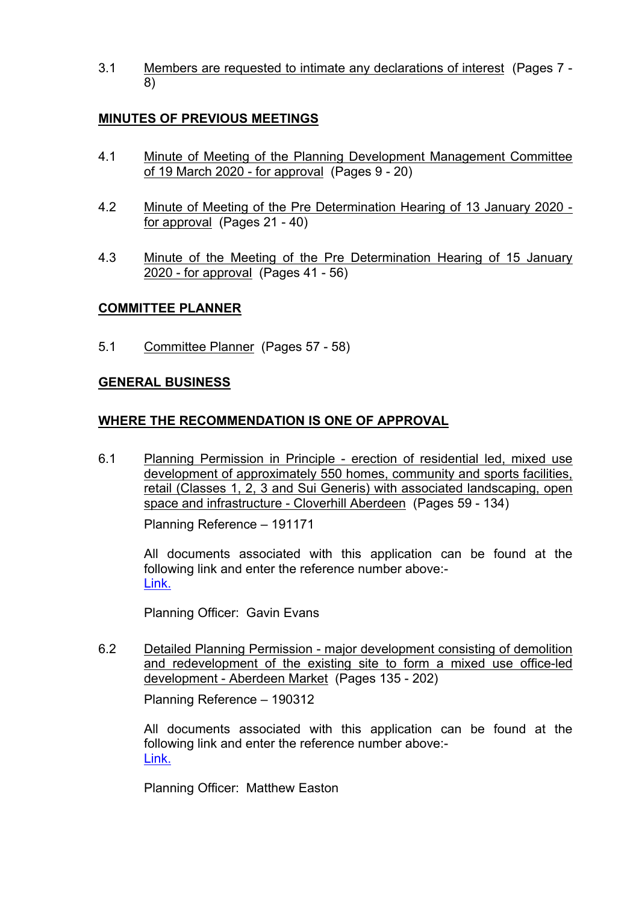3.1 Members are requested to intimate any declarations of interest (Pages 7 - 8)

**MINUTES OF PREVIOUS MEETINGS**

4.1 Minute of Meeting of the Planning Development Management Committee of 19 March 2020 - for approval (Pages 9 - 20)

4.2 Minute of Meeting of the Pre Determination Hearing of 13 January 2020 - for approval (Pages 21 - 40)

4.3 Minute of the Meeting of the Pre Determination Hearing of 15 January 2020 - for approval (Pages 41 - 56)

**COMMITTEE PLANNER**

5.1 Committee Planner (Pages 57 - 58)

**GENERAL BUSINESS**

**WHERE THE RECOMMENDATION IS ONE OF APPROVAL**

6.1 Planning Permission in Principle - erection of residential led, mixed use development of approximately 550 homes, community and sports facilities, retail (Classes 1, 2, 3 and Sui Generis) with associated landscaping, open space and infrastructure - Cloverhill Aberdeen (Pages 59 - 134)

Planning Reference – 191171

All documents associated with this application can be found at the following link and enter the reference number above:- Link.

Planning Officer: Gavin Evans

6.2 Detailed Planning Permission - major development consisting of demolition and redevelopment of the existing site to form a mixed use office-led development - Aberdeen Market (Pages 135 - 202)

Planning Reference – 190312

All documents associated with this application can be found at the following link and enter the reference number above:- Link.

Planning Officer: Matthew Easton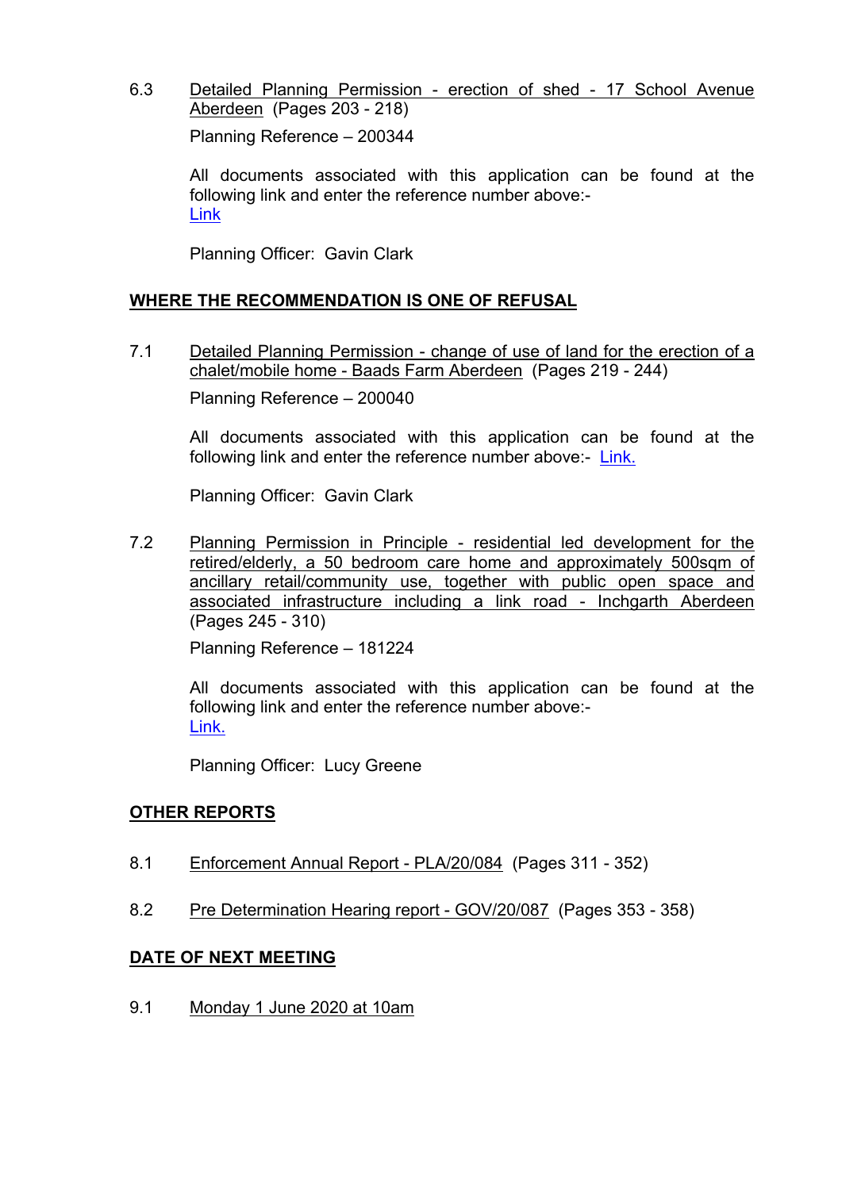6.3 Detailed Planning Permission - erection of shed - 17 School Avenue Aberdeen (Pages 203 - 218)

Planning Reference – 200344

All documents associated with this application can be found at the following link and enter the reference number above:-
Link

Planning Officer: Gavin Clark

## WHERE THE RECOMMENDATION IS ONE OF REFUSAL

7.1 Detailed Planning Permission - change of use of land for the erection of a chalet/mobile home - Baads Farm Aberdeen (Pages 219 - 244)

Planning Reference – 200040

All documents associated with this application can be found at the following link and enter the reference number above:- Link.

Planning Officer: Gavin Clark

7.2 Planning Permission in Principle - residential led development for the retired/elderly, a 50 bedroom care home and approximately 500sqm of ancillary retail/community use, together with public open space and associated infrastructure including a link road - Inchgarth Aberdeen (Pages 245 - 310)

Planning Reference – 181224

All documents associated with this application can be found at the following link and enter the reference number above:-
Link.

Planning Officer: Lucy Greene

## OTHER REPORTS

8.1 Enforcement Annual Report - PLA/20/084 (Pages 311 - 352)

8.2 Pre Determination Hearing report - GOV/20/087 (Pages 353 - 358)

## DATE OF NEXT MEETING

9.1 Monday 1 June 2020 at 10am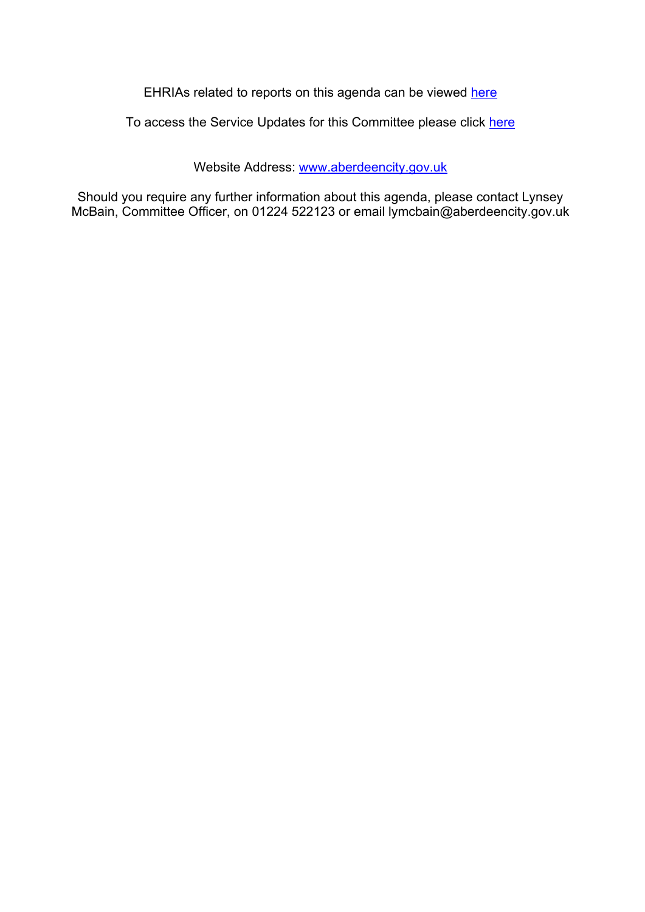EHRIAs related to reports on this agenda can be viewed [here]

To access the Service Updates for this Committee please click [here]

Website Address: [www.aberdeencity.gov.uk](http://www.aberdeencity.gov.uk)

Should you require any further information about this agenda, please contact Lynsey McBain, Committee Officer, on 01224 522123 or email lymcbain@aberdeencity.gov.uk